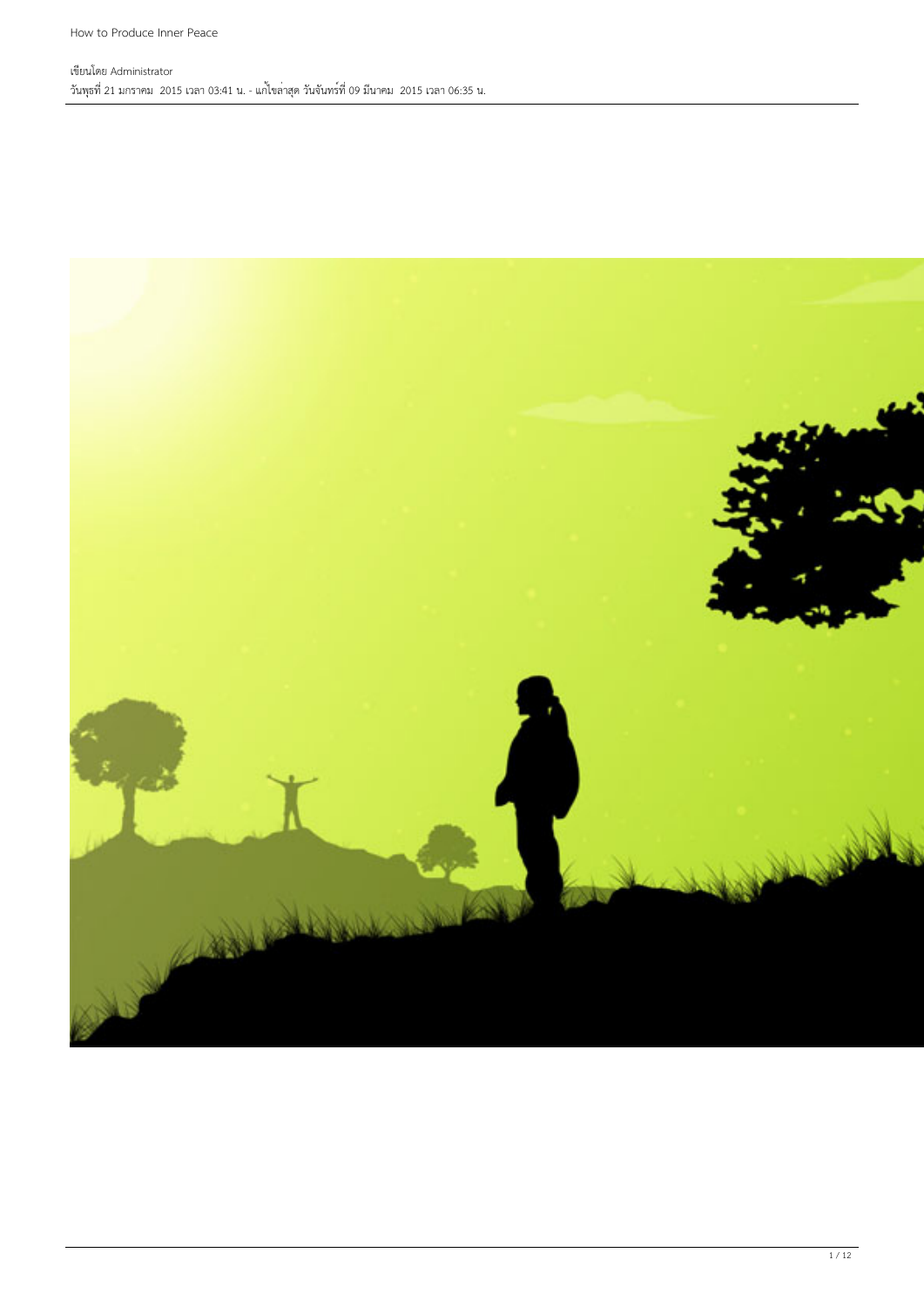# How to Produce Inner Peace

เขียนโดย Administrator
วันพุธที่ 21 มกราคม 2015 เวลา 03:41 น. - แก้ไขล่าสุด วันจันทร์ที่ 09 มีนาคม 2015 เวลา 06:35 น.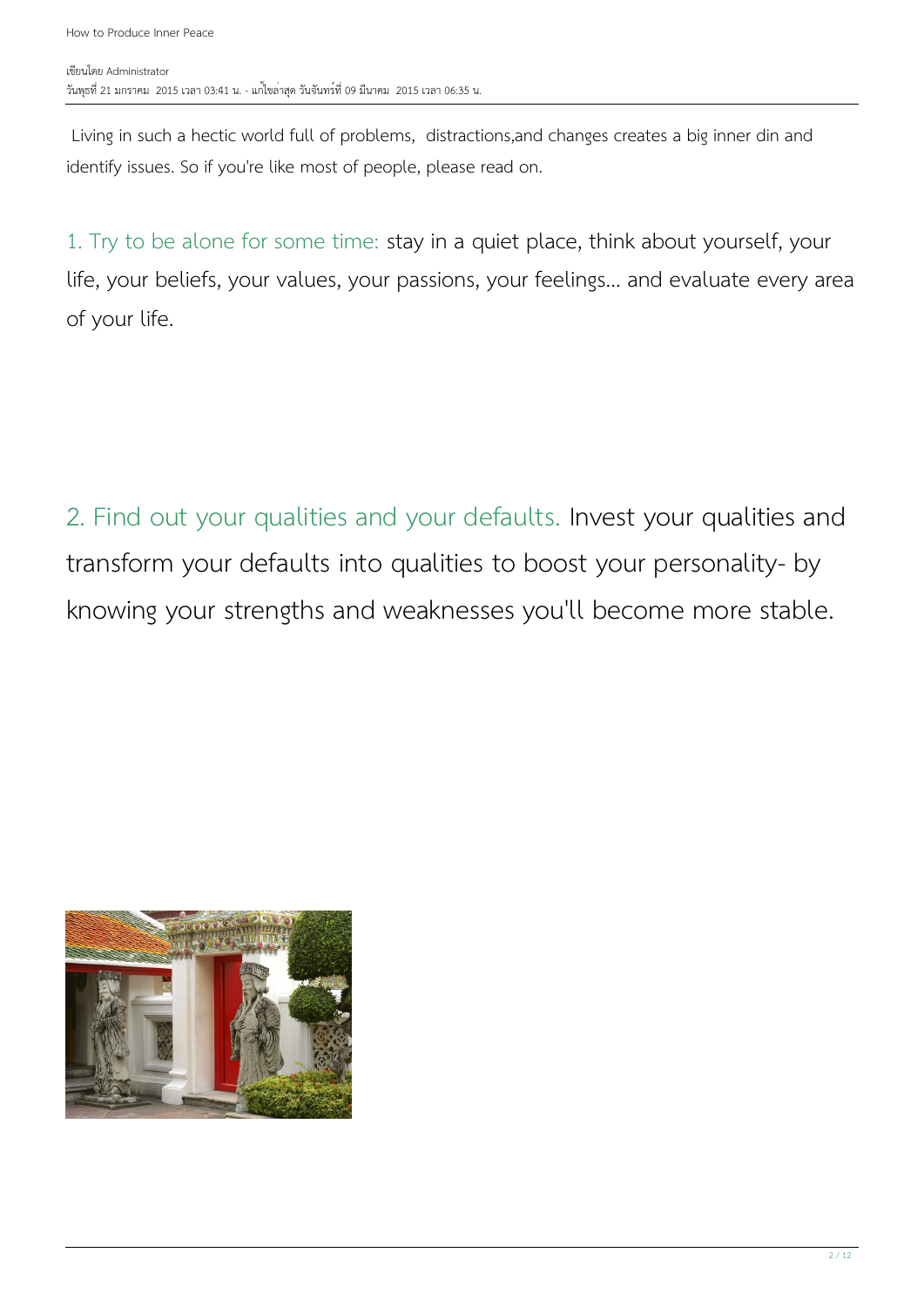Living in such a hectic world full of problems,  distractions,and changes creates a big inner din and identify issues. So if you're like most of people, please read on.

1. Try to be alone for some time: stay in a quiet place, think about yourself, your life, your beliefs, your values, your passions, your feelings... and evaluate every area of your life.

2. Find out your qualities and your defaults. Invest your qualities and transform your defaults into qualities to boost your personality- by knowing your strengths and weaknesses you'll become more stable.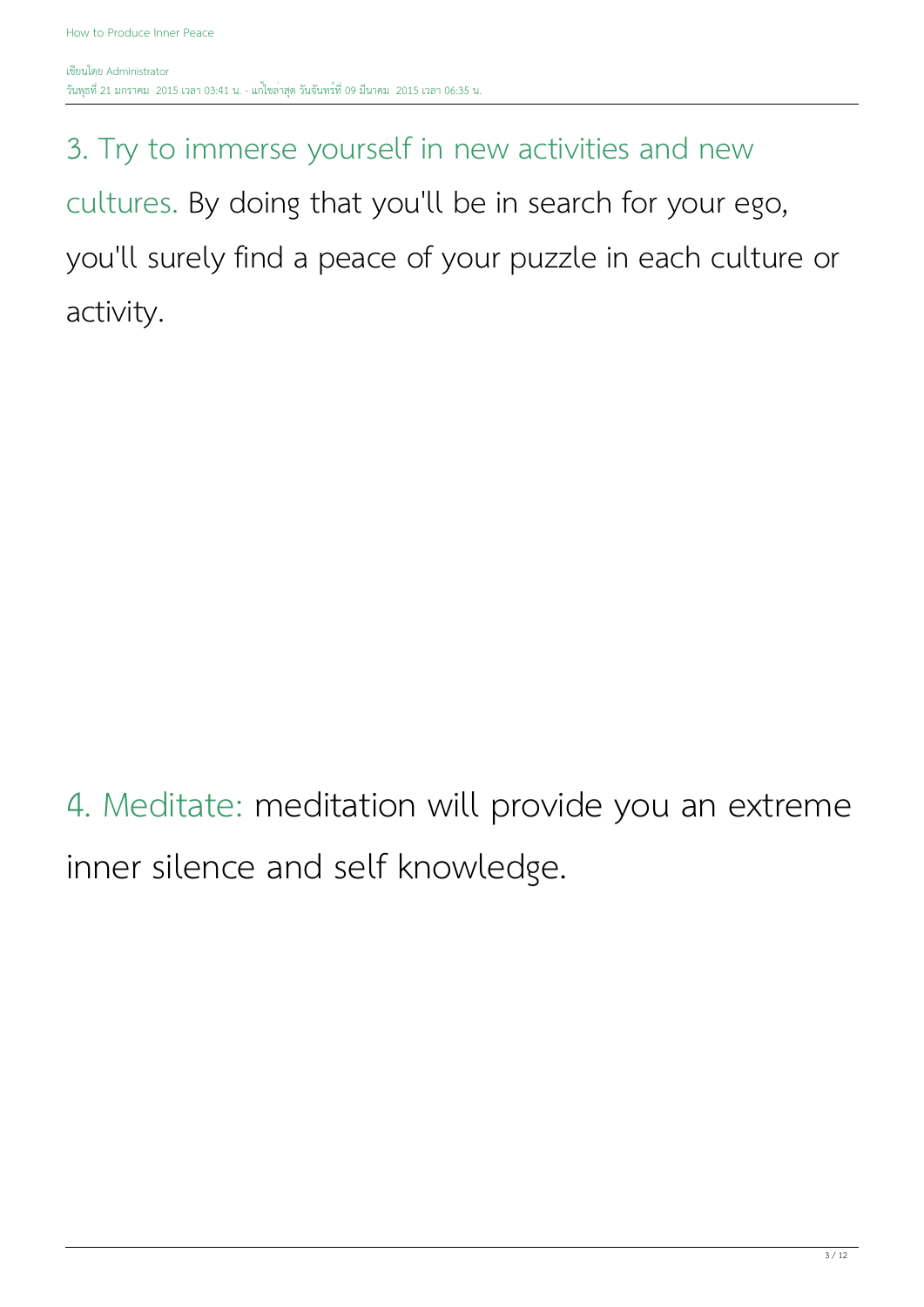3. Try to immerse yourself in new activities and new cultures. By doing that you'll be in search for your ego, you'll surely find a peace of your puzzle in each culture or activity.

4. Meditate: meditation will provide you an extreme inner silence and self knowledge.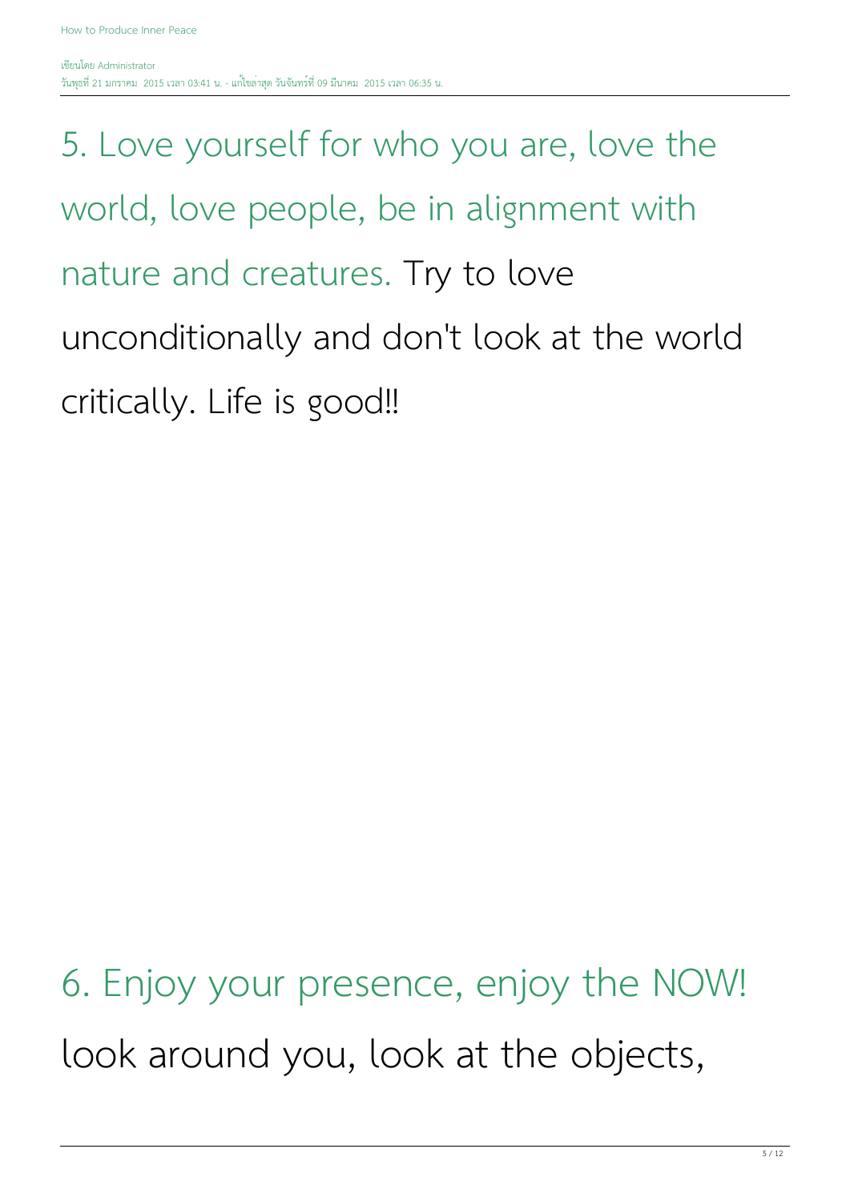5. Love yourself for who you are, love the world, love people, be in alignment with nature and creatures. Try to love unconditionally and don't look at the world critically. Life is good!!

6. Enjoy your presence, enjoy the NOW! look around you, look at the objects,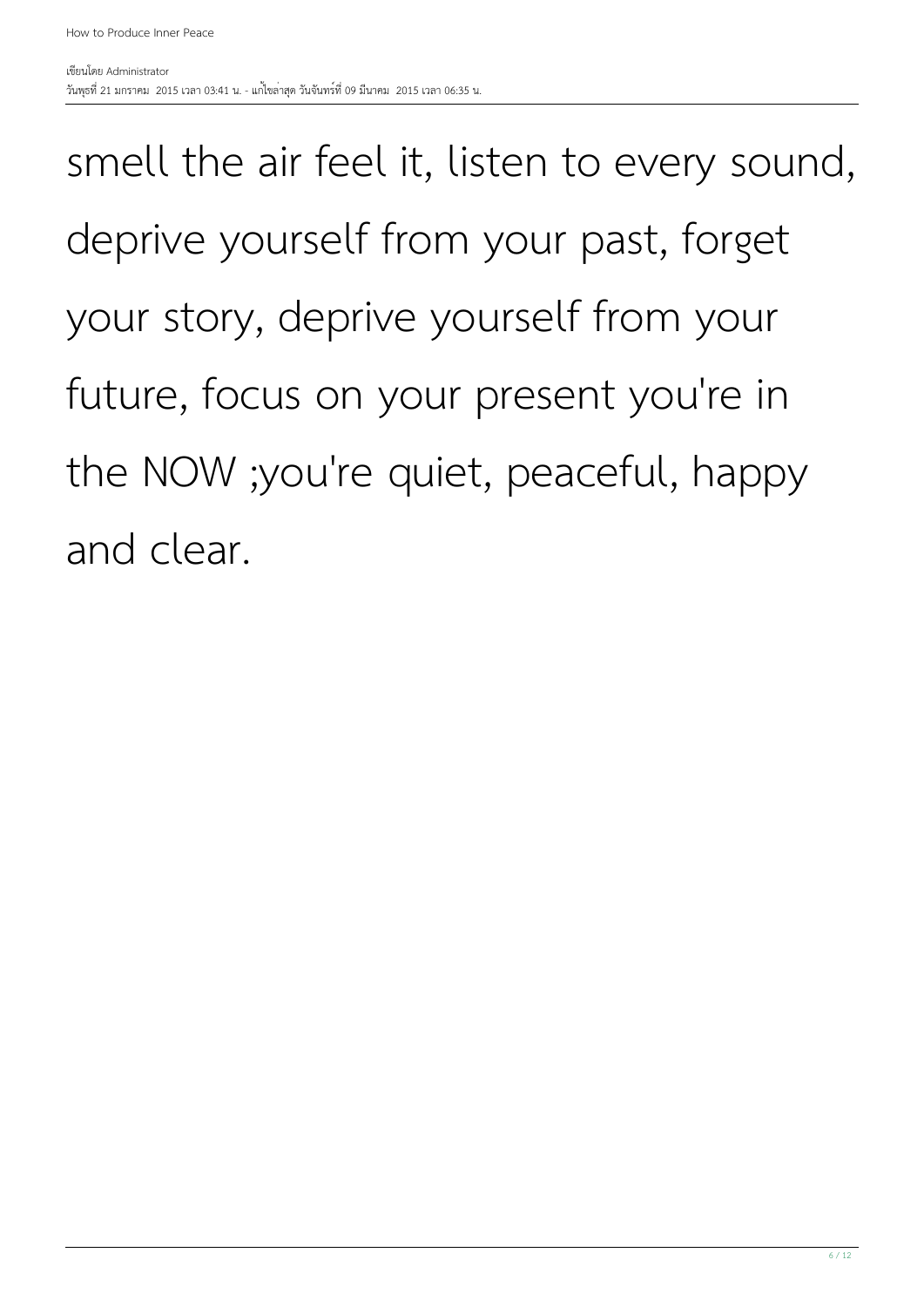smell the air feel it, listen to every sound, deprive yourself from your past, forget your story, deprive yourself from your future, focus on your present you're in the NOW ;you're quiet, peaceful, happy and clear.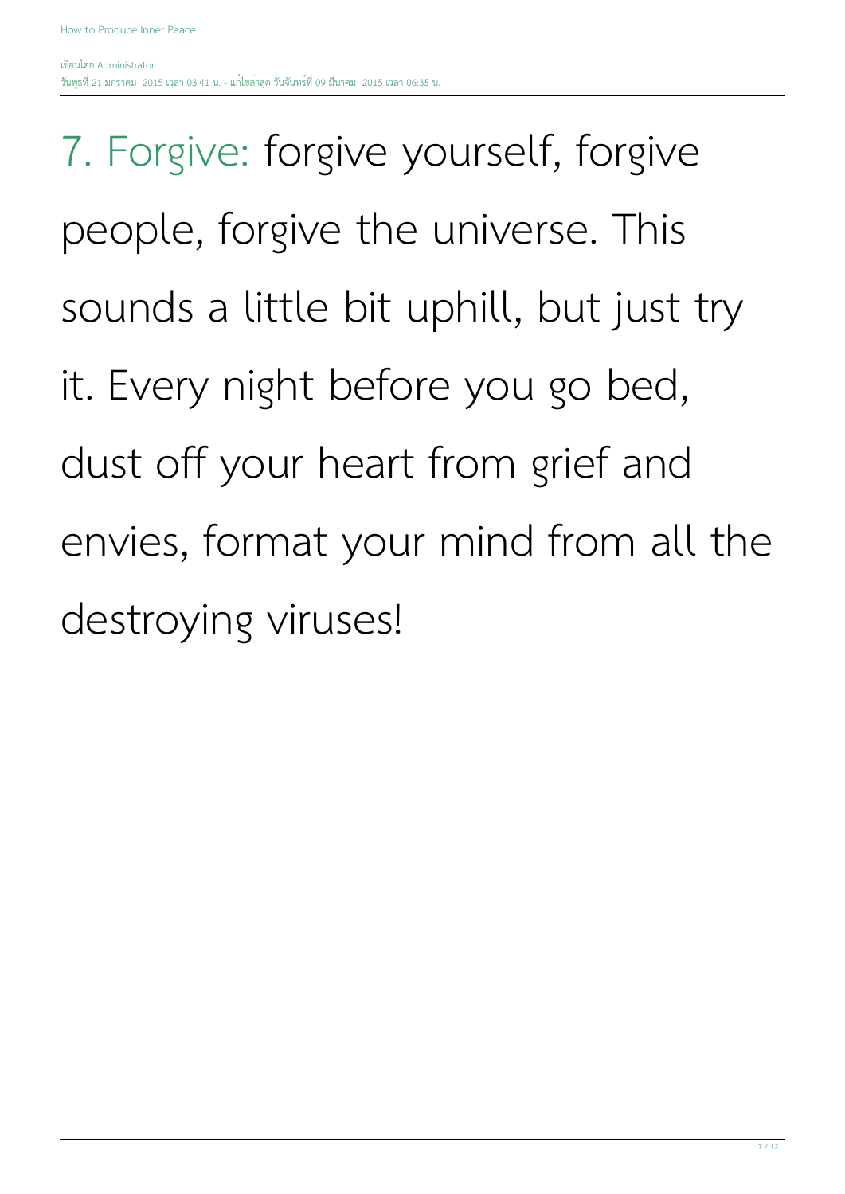7. Forgive: forgive yourself, forgive people, forgive the universe. This sounds a little bit uphill, but just try it. Every night before you go bed, dust off your heart from grief and envies, format your mind from all the destroying viruses!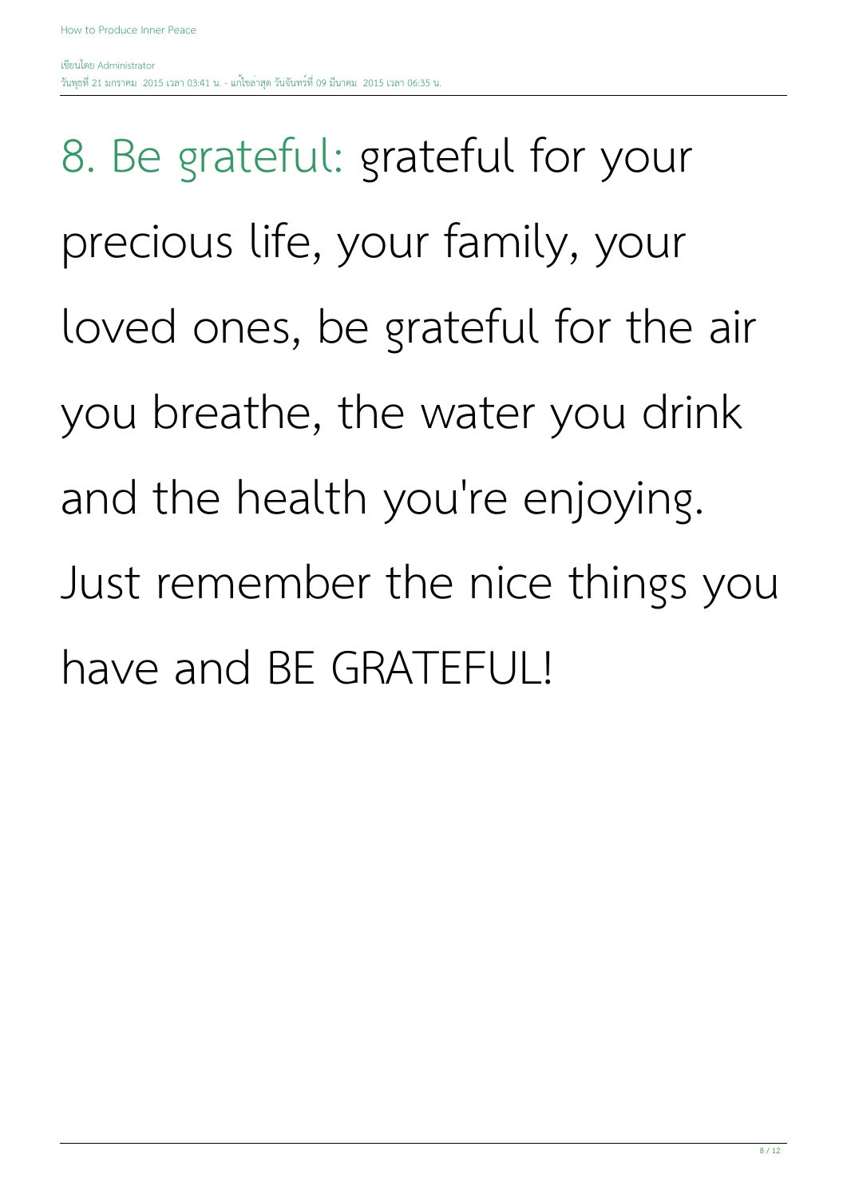8. Be grateful: grateful for your precious life, your family, your loved ones, be grateful for the air you breathe, the water you drink and the health you're enjoying. Just remember the nice things you have and BE GRATEFUL!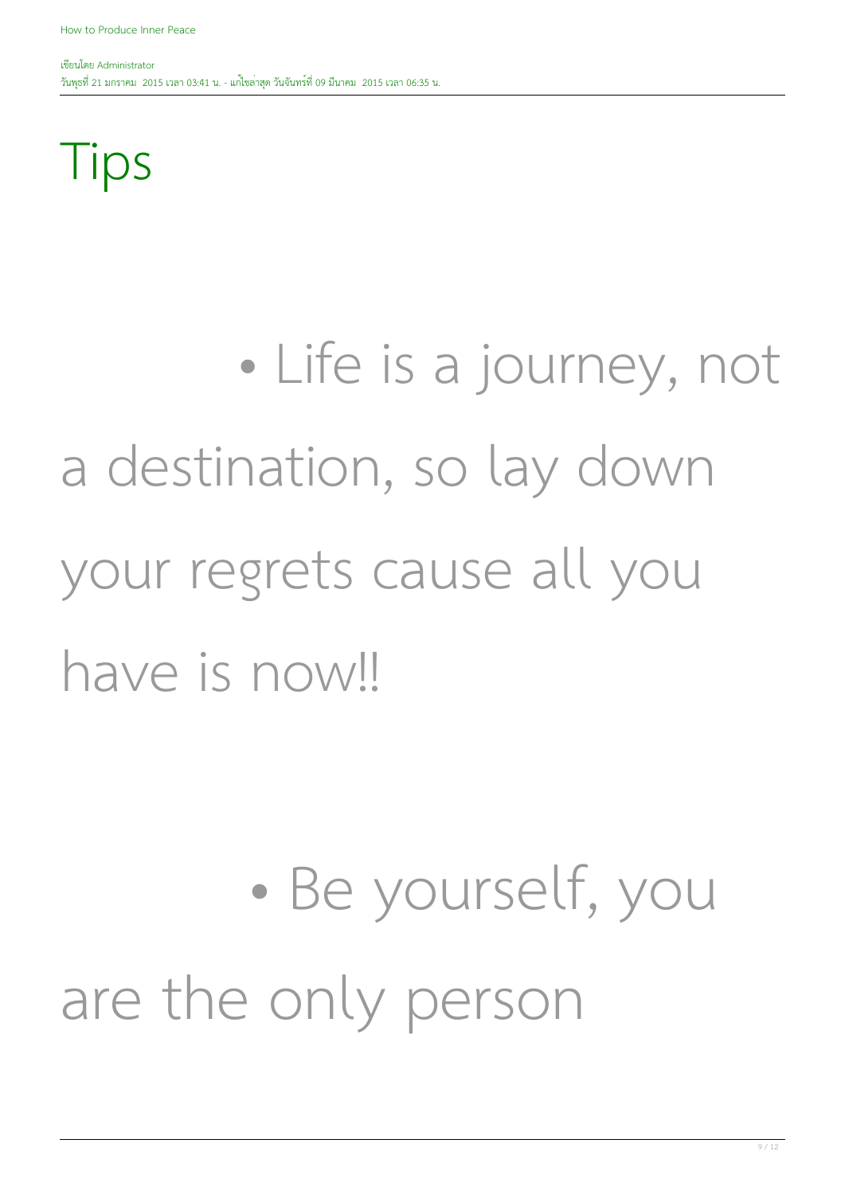# Tips

- Life is a journey, not a destination, so lay down your regrets cause all you have is now!!

- Be yourself, you are the only person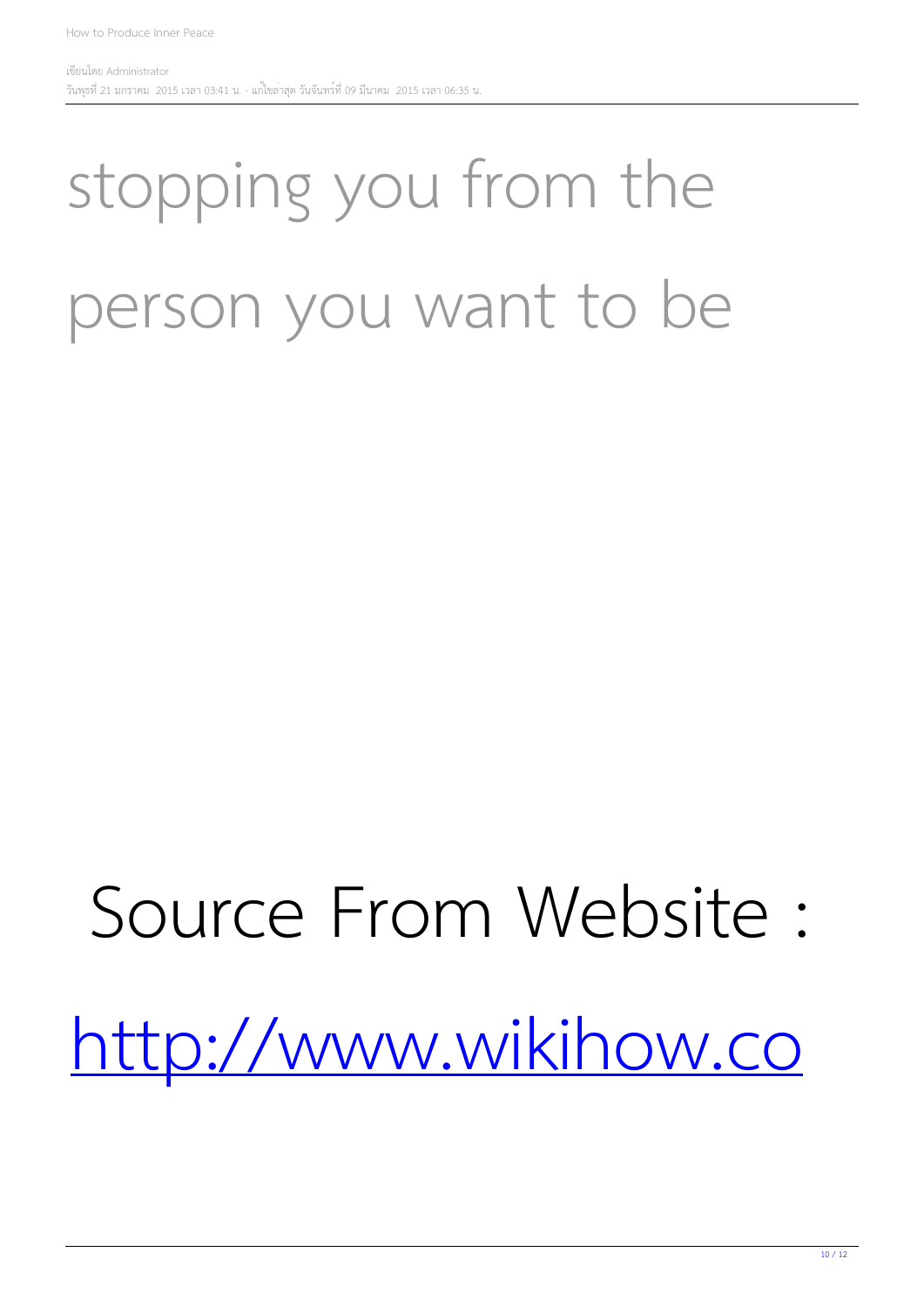stopping you from the person you want to be

Source From Website : [http://www.wikihow.co](http://www.wikihow.co)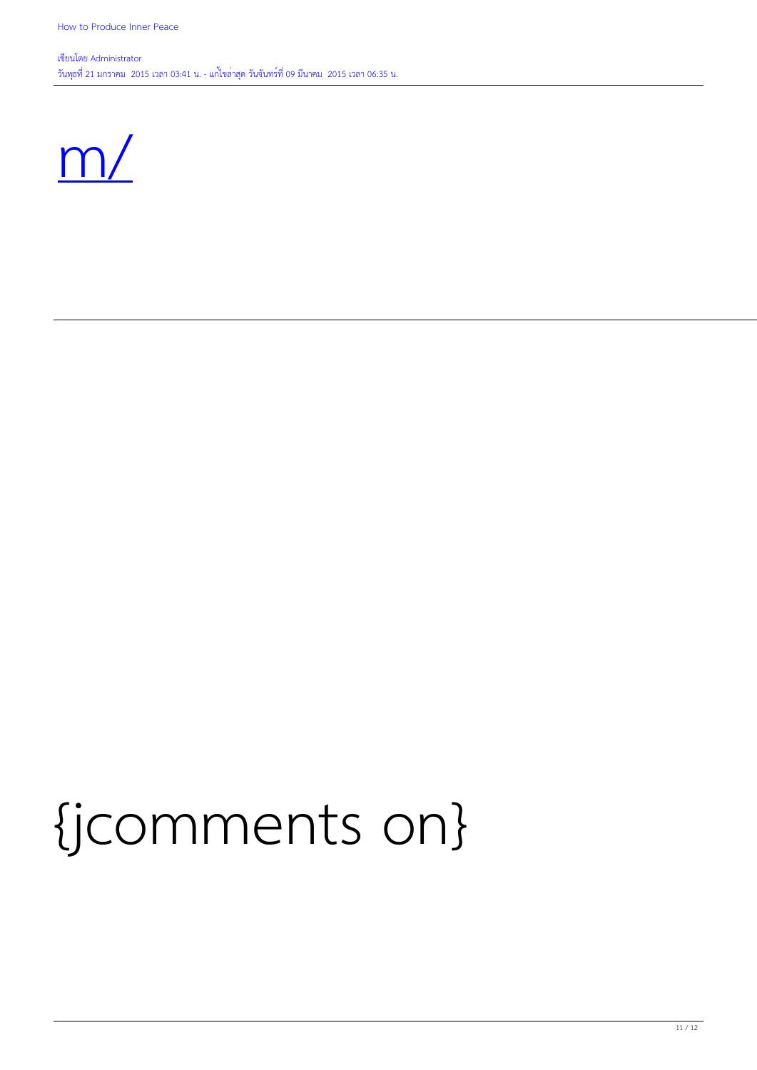m/

{jcomments on}